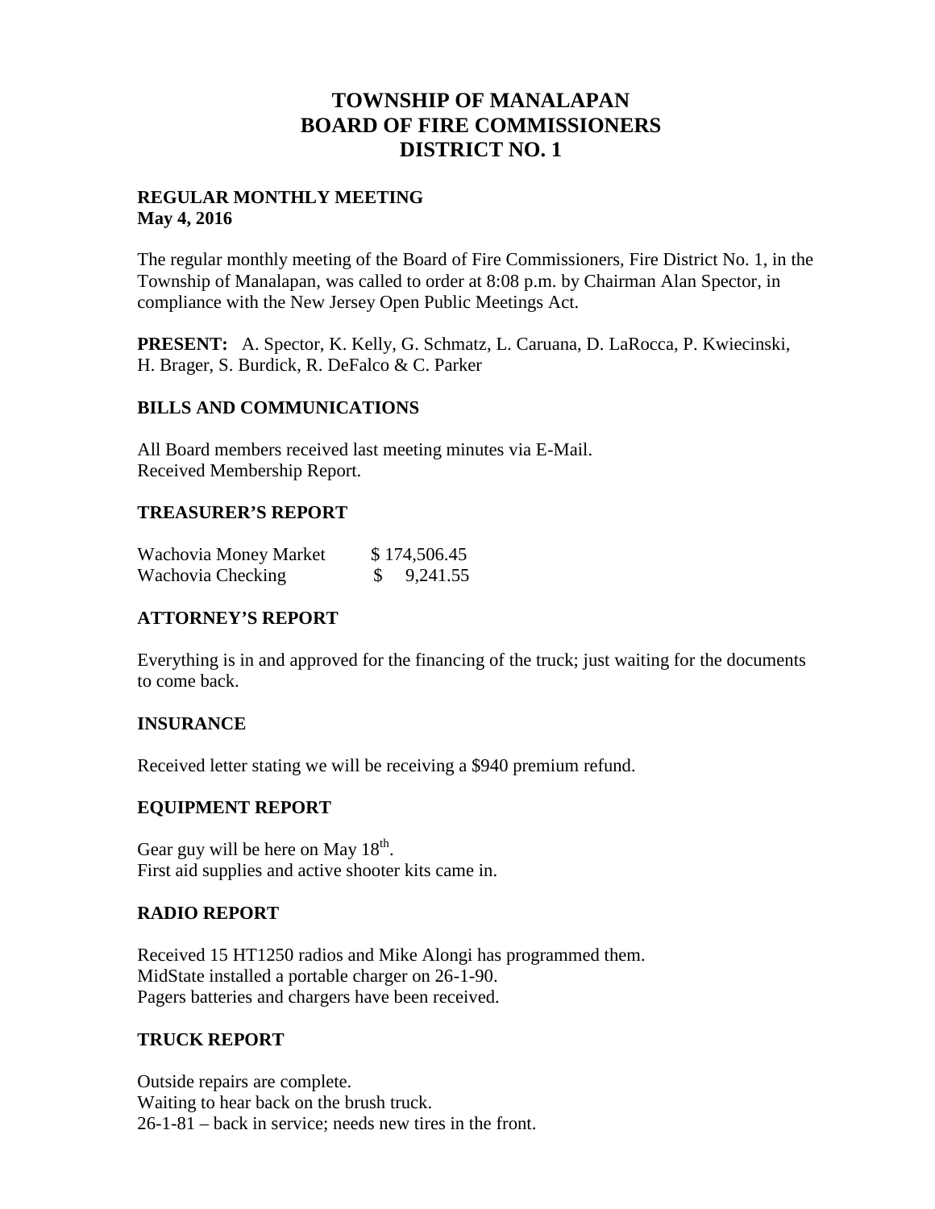# TOWNSHIP OF MANALAPAN
# BOARD OF FIRE COMMISSIONERS
# DISTRICT NO. 1

**REGULAR MONTHLY MEETING**
**May 4, 2016**

The regular monthly meeting of the Board of Fire Commissioners, Fire District No. 1, in the Township of Manalapan, was called to order at 8:08 p.m. by Chairman Alan Spector, in compliance with the New Jersey Open Public Meetings Act.

**PRESENT:** A. Spector, K. Kelly, G. Schmatz, L. Caruana, D. LaRocca, P. Kwiecinski, H. Brager, S. Burdick, R. DeFalco & C. Parker

## BILLS AND COMMUNICATIONS

All Board members received last meeting minutes via E-Mail.
Received Membership Report.

## TREASURER'S REPORT

| | |
|---|---|
| Wachovia Money Market | $ 174,506.45 |
| Wachovia Checking | $ 9,241.55 |

## ATTORNEY'S REPORT

Everything is in and approved for the financing of the truck; just waiting for the documents to come back.

## INSURANCE

Received letter stating we will be receiving a $940 premium refund.

## EQUIPMENT REPORT

Gear guy will be here on May 18th.
First aid supplies and active shooter kits came in.

## RADIO REPORT

Received 15 HT1250 radios and Mike Alongi has programmed them.
MidState installed a portable charger on 26-1-90.
Pagers batteries and chargers have been received.

## TRUCK REPORT

Outside repairs are complete.
Waiting to hear back on the brush truck.
26-1-81 – back in service; needs new tires in the front.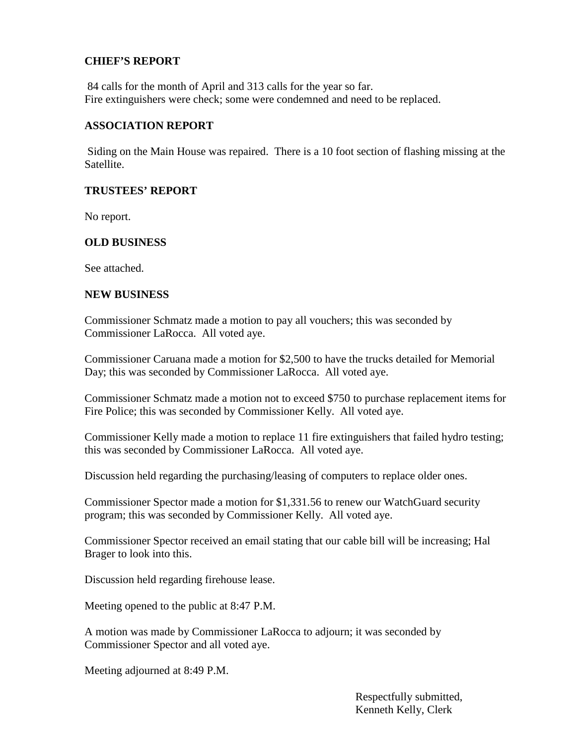**CHIEF'S REPORT**

84 calls for the month of April and 313 calls for the year so far.
Fire extinguishers were check; some were condemned and need to be replaced.

**ASSOCIATION REPORT**

Siding on the Main House was repaired. There is a 10 foot section of flashing missing at the Satellite.

**TRUSTEES' REPORT**

No report.

**OLD BUSINESS**

See attached.

**NEW BUSINESS**

Commissioner Schmatz made a motion to pay all vouchers; this was seconded by Commissioner LaRocca. All voted aye.

Commissioner Caruana made a motion for $2,500 to have the trucks detailed for Memorial Day; this was seconded by Commissioner LaRocca. All voted aye.

Commissioner Schmatz made a motion not to exceed $750 to purchase replacement items for Fire Police; this was seconded by Commissioner Kelly. All voted aye.

Commissioner Kelly made a motion to replace 11 fire extinguishers that failed hydro testing; this was seconded by Commissioner LaRocca. All voted aye.

Discussion held regarding the purchasing/leasing of computers to replace older ones.

Commissioner Spector made a motion for $1,331.56 to renew our WatchGuard security program; this was seconded by Commissioner Kelly. All voted aye.

Commissioner Spector received an email stating that our cable bill will be increasing; Hal Brager to look into this.

Discussion held regarding firehouse lease.

Meeting opened to the public at 8:47 P.M.

A motion was made by Commissioner LaRocca to adjourn; it was seconded by Commissioner Spector and all voted aye.

Meeting adjourned at 8:49 P.M.

Respectfully submitted,
Kenneth Kelly, Clerk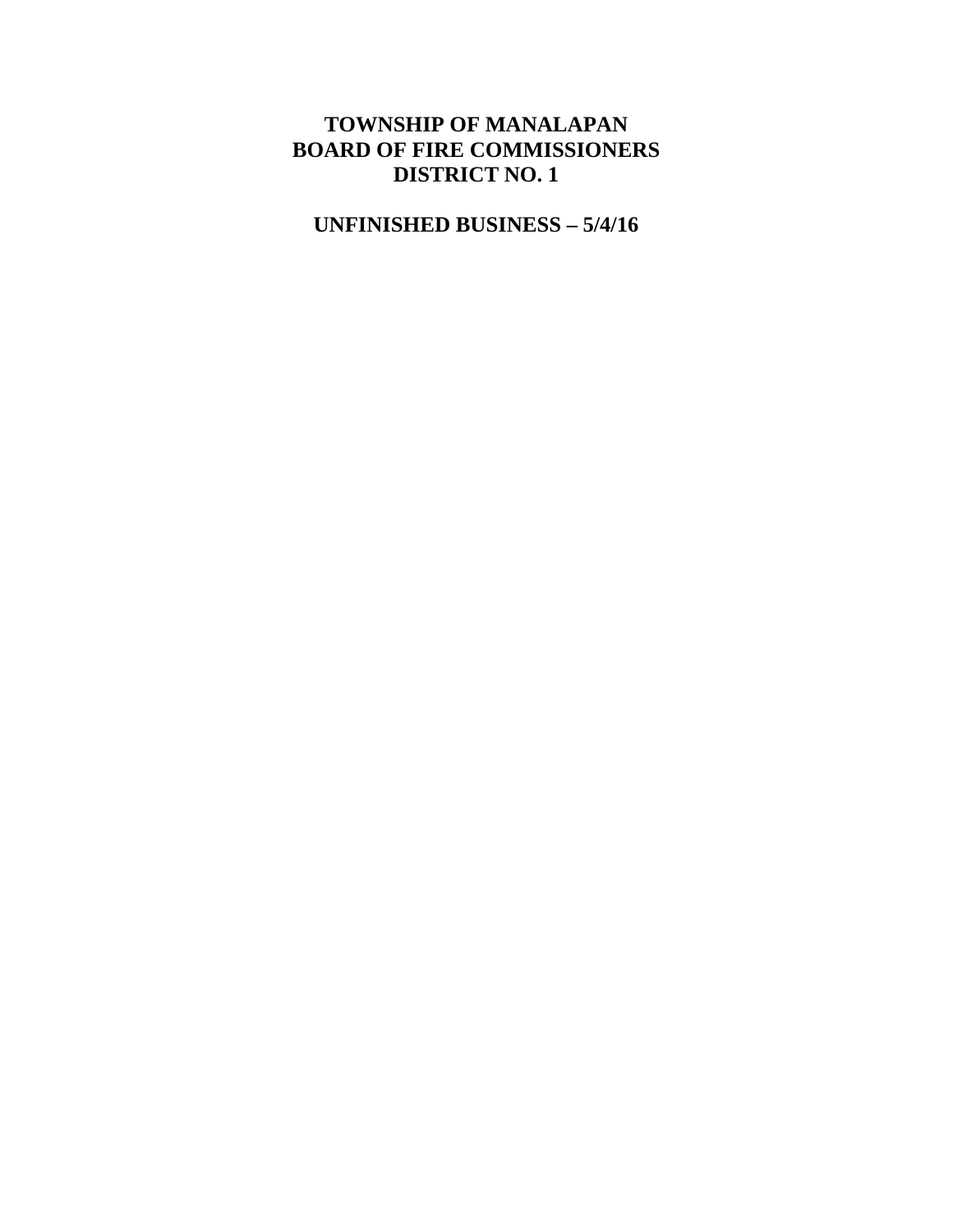# TOWNSHIP OF MANALAPAN
# BOARD OF FIRE COMMISSIONERS
# DISTRICT NO. 1

## UNFINISHED BUSINESS – 5/4/16